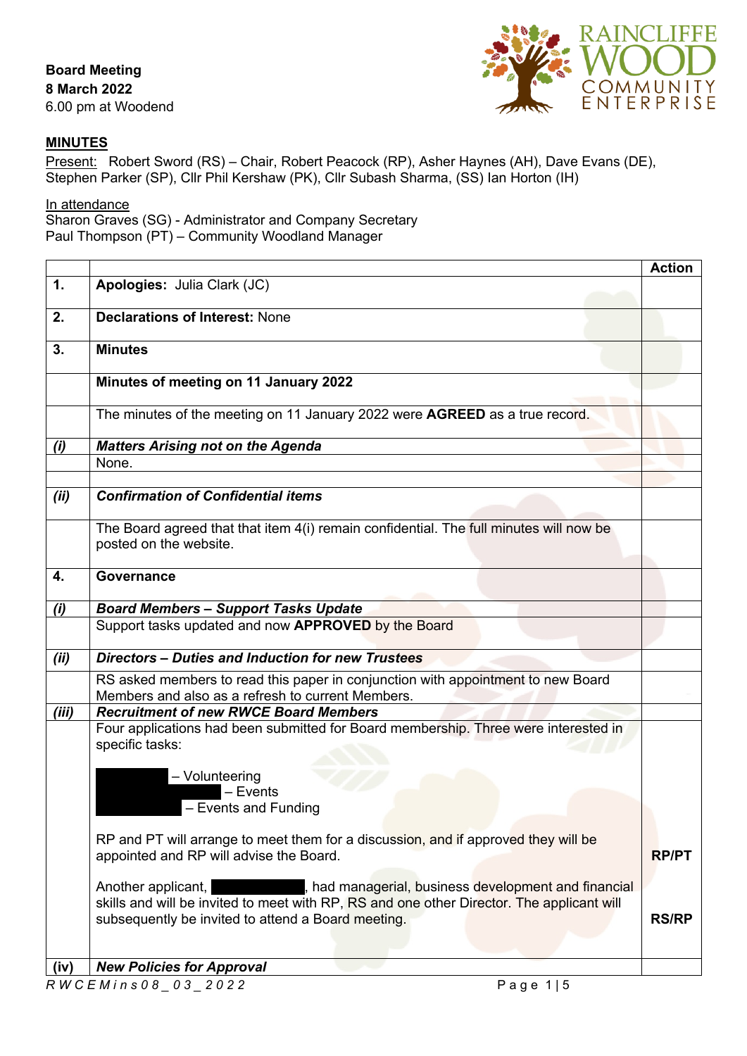**Board Meeting**
**8 March 2022**
6.00 pm at Woodend

RAINCLIFFE WOOD COMMUNITY ENTERPRISE

**MINUTES**

Present: Robert Sword (RS) – Chair, Robert Peacock (RP), Asher Haynes (AH), Dave Evans (DE), Stephen Parker (SP), Cllr Phil Kershaw (PK), Cllr Subash Sharma, (SS) Ian Horton (IH)

In attendance
Sharon Graves (SG) - Administrator and Company Secretary
Paul Thompson (PT) – Community Woodland Manager

| | | Action |
|---|---|---|
| **1.** | **Apologies:** Julia Clark (JC) | |
| **2.** | **Declarations of Interest:** None | |
| **3.** | **Minutes** | |
| | **Minutes of meeting on 11 January 2022** | |
| | The minutes of the meeting on 11 January 2022 were **AGREED** as a true record. | |
| ***(i)*** | ***Matters Arising not on the Agenda*** | |
| | None. | |
| | | |
| ***(ii)*** | ***Confirmation of Confidential items*** | |
| | The Board agreed that that item 4(i) remain confidential. The full minutes will now be posted on the website. | |
| **4.** | **Governance** | |
| ***(i)*** | ***Board Members – Support Tasks Update*** | |
| | Support tasks updated and now **APPROVED** by the Board | |
| ***(ii)*** | ***Directors – Duties and Induction for new Trustees*** | |
| | RS asked members to read this paper in conjunction with appointment to new Board Members and also as a refresh to current Members. | |
| ***(iii)*** | ***Recruitment of new RWCE Board Members*** | |
| | Four applications had been submitted for Board membership. Three were interested in specific tasks:<br><br>[REDACTED] – Volunteering<br>[REDACTED] – Events<br>[REDACTED] – Events and Funding<br><br>RP and PT will arrange to meet them for a discussion, and if approved they will be appointed and RP will advise the Board. | **RP/PT** |
| | Another applicant, [REDACTED], had managerial, business development and financial skills and will be invited to meet with RP, RS and one other Director. The applicant will subsequently be invited to attend a Board meeting. | **RS/RP** |
| **(iv)** | ***New Policies for Approval*** | |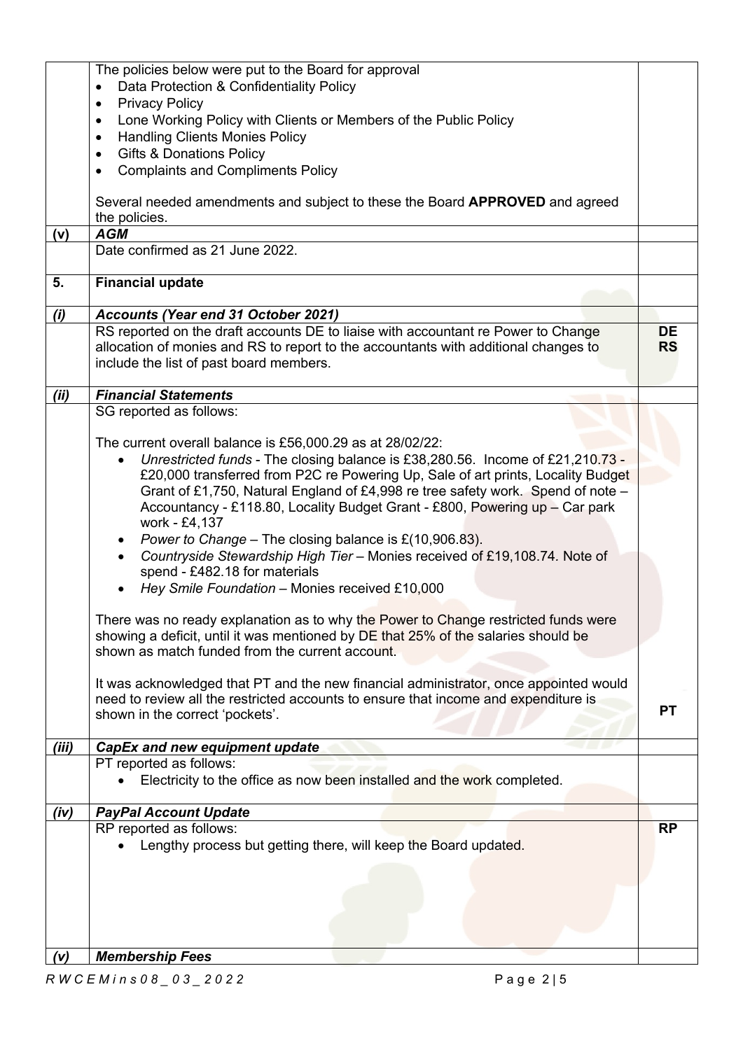| | | |
|---|---|---|
| | The policies below were put to the Board for approval<br>• Data Protection & Confidentiality Policy<br>• Privacy Policy<br>• Lone Working Policy with Clients or Members of the Public Policy<br>• Handling Clients Monies Policy<br>• Gifts & Donations Policy<br>• Complaints and Compliments Policy<br><br>Several needed amendments and subject to these the Board **APPROVED** and agreed the policies. | |
| **(v)** | ***AGM*** | |
| | Date confirmed as 21 June 2022. | |
| **5.** | **Financial update** | |
| ***(i)*** | ***Accounts (Year end 31 October 2021)*** | |
| | RS reported on the draft accounts DE to liaise with accountant re Power to Change allocation of monies and RS to report to the accountants with additional changes to include the list of past board members. | **DE**<br>**RS** |
| ***(ii)*** | ***Financial Statements*** | |
| | SG reported as follows:<br><br>The current overall balance is £56,000.29 as at 28/02/22:<br>• *Unrestricted funds* - The closing balance is £38,280.56. Income of £21,210.73 - £20,000 transferred from P2C re Powering Up, Sale of art prints, Locality Budget Grant of £1,750, Natural England of £4,998 re tree safety work. Spend of note – Accountancy - £118.80, Locality Budget Grant - £800, Powering up – Car park work - £4,137<br>• *Power to Change* – The closing balance is £(10,906.83).<br>• *Countryside Stewardship High Tier* – Monies received of £19,108.74. Note of spend - £482.18 for materials<br>• *Hey Smile Foundation* – Monies received £10,000<br><br>There was no ready explanation as to why the Power to Change restricted funds were showing a deficit, until it was mentioned by DE that 25% of the salaries should be shown as match funded from the current account.<br><br>It was acknowledged that PT and the new financial administrator, once appointed would need to review all the restricted accounts to ensure that income and expenditure is shown in the correct 'pockets'. | **PT** |
| ***(iii)*** | ***CapEx and new equipment update*** | |
| | PT reported as follows:<br>• Electricity to the office as now been installed and the work completed. | |
| ***(iv)*** | ***PayPal Account Update*** | |
| | RP reported as follows:<br>• Lengthy process but getting there, will keep the Board updated. | **RP** |
| ***(v)*** | ***Membership Fees*** | |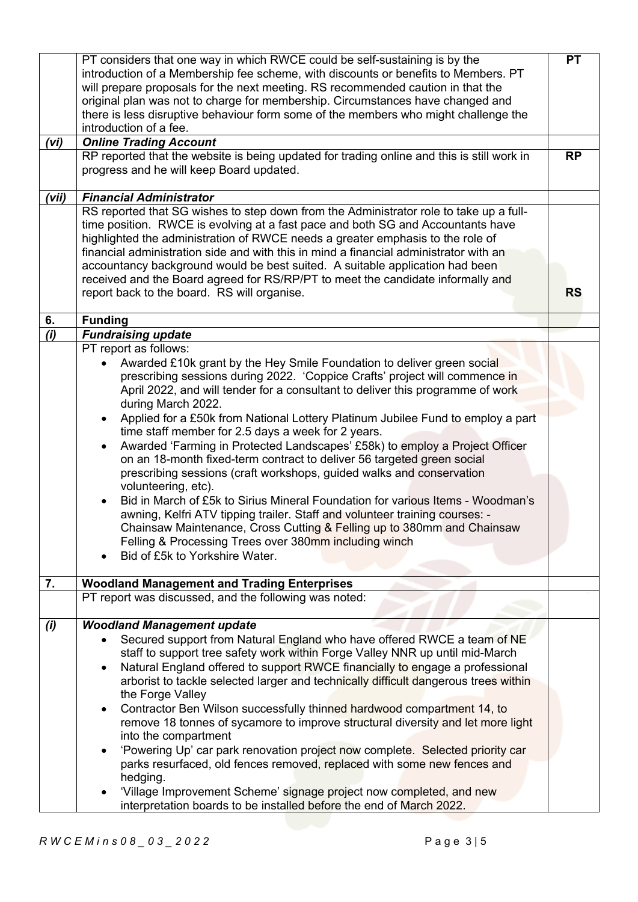| | | |
|---|---|---|
| | PT considers that one way in which RWCE could be self-sustaining is by the introduction of a Membership fee scheme, with discounts or benefits to Members. PT will prepare proposals for the next meeting. RS recommended caution in that the original plan was not to charge for membership. Circumstances have changed and there is less disruptive behaviour form some of the members who might challenge the introduction of a fee. | **PT** |
| ***(vi)*** | ***Online Trading Account*** | |
| | RP reported that the website is being updated for trading online and this is still work in progress and he will keep Board updated. | **RP** |
| ***(vii)*** | ***Financial Administrator*** | |
| | RS reported that SG wishes to step down from the Administrator role to take up a full-time position. RWCE is evolving at a fast pace and both SG and Accountants have highlighted the administration of RWCE needs a greater emphasis to the role of financial administration side and with this in mind a financial administrator with an accountancy background would be best suited. A suitable application had been received and the Board agreed for RS/RP/PT to meet the candidate informally and report back to the board. RS will organise. | **RS** |
| **6.** | **Funding** | |
| ***(i)*** | ***Fundraising update*** | |
| | PT report as follows:<br>• Awarded £10k grant by the Hey Smile Foundation to deliver green social prescribing sessions during 2022. 'Coppice Crafts' project will commence in April 2022, and will tender for a consultant to deliver this programme of work during March 2022.<br>• Applied for a £50k from National Lottery Platinum Jubilee Fund to employ a part time staff member for 2.5 days a week for 2 years.<br>• Awarded 'Farming in Protected Landscapes' £58k) to employ a Project Officer on an 18-month fixed-term contract to deliver 56 targeted green social prescribing sessions (craft workshops, guided walks and conservation volunteering, etc).<br>• Bid in March of £5k to Sirius Mineral Foundation for various Items - Woodman's awning, Kelfri ATV tipping trailer. Staff and volunteer training courses: - Chainsaw Maintenance, Cross Cutting & Felling up to 380mm and Chainsaw Felling & Processing Trees over 380mm including winch<br>• Bid of £5k to Yorkshire Water. | |
| **7.** | **Woodland Management and Trading Enterprises** | |
| | PT report was discussed, and the following was noted: | |
| ***(i)*** | ***Woodland Management update***<br>• Secured support from Natural England who have offered RWCE a team of NE staff to support tree safety work within Forge Valley NNR up until mid-March<br>• Natural England offered to support RWCE financially to engage a professional arborist to tackle selected larger and technically difficult dangerous trees within the Forge Valley<br>• Contractor Ben Wilson successfully thinned hardwood compartment 14, to remove 18 tonnes of sycamore to improve structural diversity and let more light into the compartment<br>• 'Powering Up' car park renovation project now complete. Selected priority car parks resurfaced, old fences removed, replaced with some new fences and hedging.<br>• 'Village Improvement Scheme' signage project now completed, and new interpretation boards to be installed before the end of March 2022. | |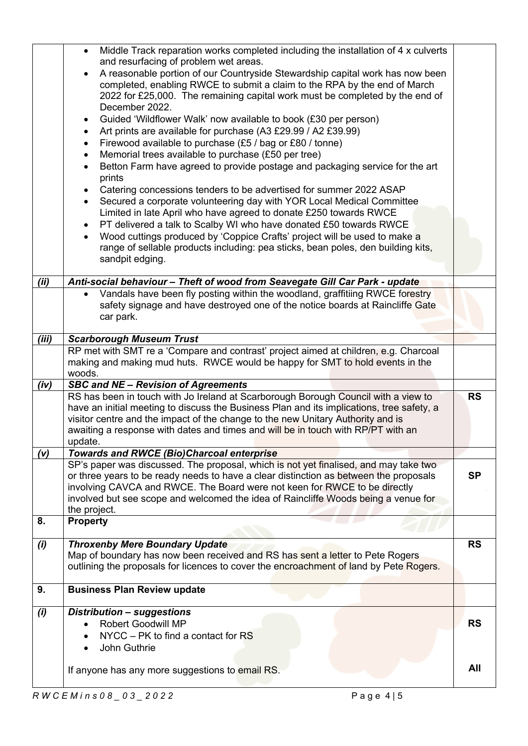| | | |
|---|---|---|
| | • Middle Track reparation works completed including the installation of 4 x culverts and resurfacing of problem wet areas.<br>• A reasonable portion of our Countryside Stewardship capital work has now been completed, enabling RWCE to submit a claim to the RPA by the end of March 2022 for £25,000. The remaining capital work must be completed by the end of December 2022.<br>• Guided 'Wildflower Walk' now available to book (£30 per person)<br>• Art prints are available for purchase (A3 £29.99 / A2 £39.99)<br>• Firewood available to purchase (£5 / bag or £80 / tonne)<br>• Memorial trees available to purchase (£50 per tree)<br>• Betton Farm have agreed to provide postage and packaging service for the art prints<br>• Catering concessions tenders to be advertised for summer 2022 ASAP<br>• Secured a corporate volunteering day with YOR Local Medical Committee Limited in late April who have agreed to donate £250 towards RWCE<br>• PT delivered a talk to Scalby WI who have donated £50 towards RWCE<br>• Wood cuttings produced by 'Coppice Crafts' project will be used to make a range of sellable products including: pea sticks, bean poles, den building kits, sandpit edging. | |
| ***(ii)*** | ***Anti-social behaviour – Theft of wood from Seavegate Gill Car Park - update*** | |
| | • Vandals have been fly posting within the woodland, graffitiing RWCE forestry safety signage and have destroyed one of the notice boards at Raincliffe Gate car park. | |
| ***(iii)*** | ***Scarborough Museum Trust*** | |
| | RP met with SMT re a 'Compare and contrast' project aimed at children, e.g. Charcoal making and making mud huts. RWCE would be happy for SMT to hold events in the woods. | |
| ***(iv)*** | ***SBC and NE – Revision of Agreements*** | |
| | RS has been in touch with Jo Ireland at Scarborough Borough Council with a view to have an initial meeting to discuss the Business Plan and its implications, tree safety, a visitor centre and the impact of the change to the new Unitary Authority and is awaiting a response with dates and times and will be in touch with RP/PT with an update. | **RS** |
| ***(v)*** | ***Towards and RWCE (Bio)Charcoal enterprise*** | |
| | SP's paper was discussed. The proposal, which is not yet finalised, and may take two or three years to be ready needs to have a clear distinction as between the proposals involving CAVCA and RWCE. The Board were not keen for RWCE to be directly involved but see scope and welcomed the idea of Raincliffe Woods being a venue for the project. | **SP** |
| **8.** | **Property** | |
| ***(i)*** | ***Throxenby Mere Boundary Update***<br>Map of boundary has now been received and RS has sent a letter to Pete Rogers outlining the proposals for licences to cover the encroachment of land by Pete Rogers. | **RS** |
| **9.** | **Business Plan Review update** | |
| ***(i)*** | ***Distribution – suggestions***<br>• Robert Goodwill MP<br>• NYCC – PK to find a contact for RS<br>• John Guthrie<br><br>If anyone has any more suggestions to email RS. | **RS**<br><br><br><br>**All** |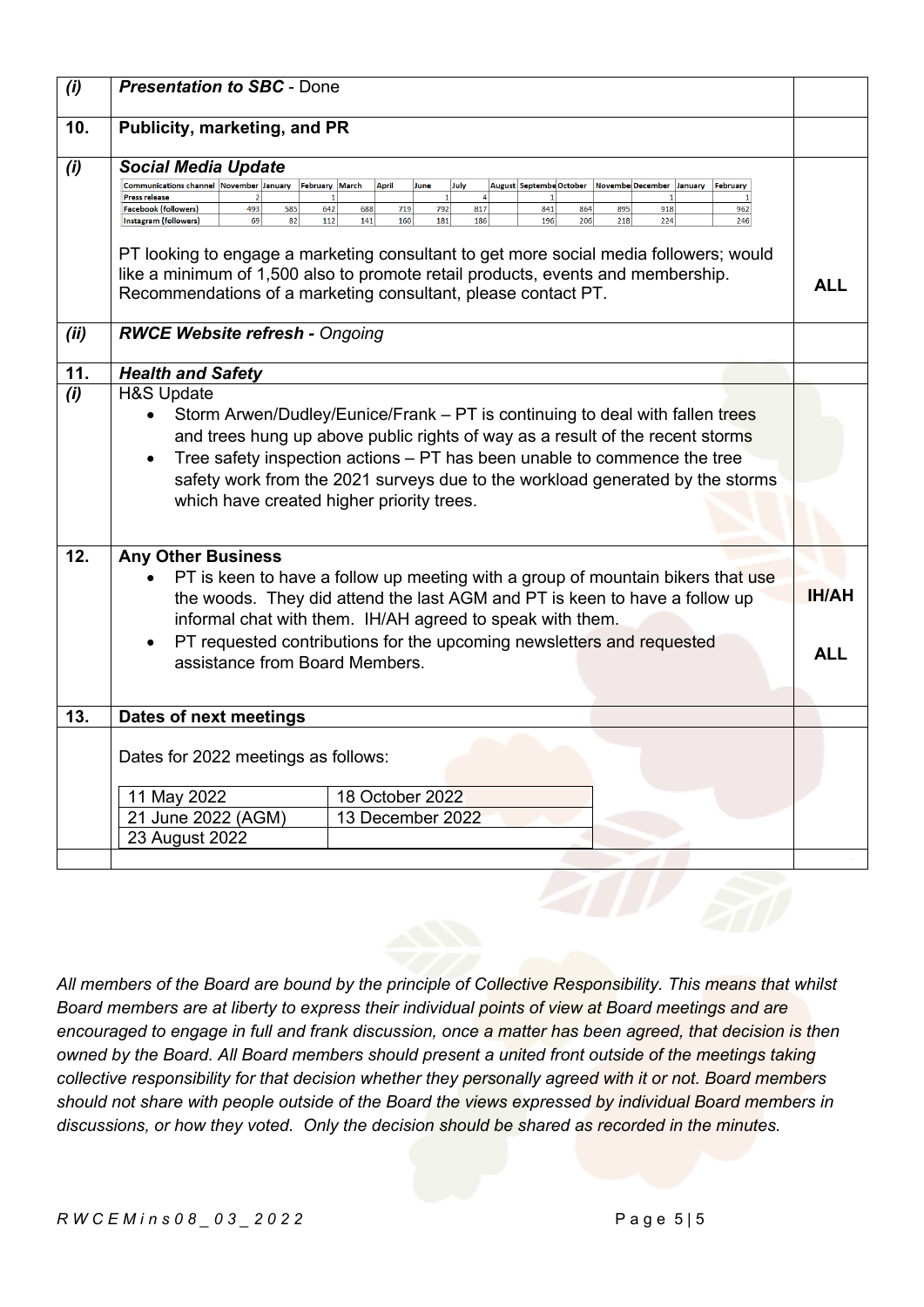| | | |
|---|---|---|
| *(i)* | ***Presentation to SBC*** - Done | |
| **10.** | **Publicity, marketing, and PR** | |

### *(i)* *Social Media Update*

| Communications channel | November | January | February | March | April | June | July | August | Septembe | October | Novembe | December | January | February |
|---|---|---|---|---|---|---|---|---|---|---|---|---|---|---|
| Press release | 2 | | 1 | | | 1 | 4 | | 1 | | | 1 | | 1 |
| Facebook (followers) | 493 | 585 | 642 | 688 | 719 | 792 | 817 | | 841 | 864 | 895 | 918 | | 962 |
| Instagram (followers) | 69 | 82 | 112 | 141 | 160 | 181 | 186 | | 196 | 206 | 218 | 224 | | 246 |

PT looking to engage a marketing consultant to get more social media followers; would like a minimum of 1,500 also to promote retail products, events and membership. Recommendations of a marketing consultant, please contact PT. — **ALL**

### *(ii)* *RWCE Website refresh - Ongoing*

### 11. *Health and Safety*

*(i)* H&S Update

- Storm Arwen/Dudley/Eunice/Frank – PT is continuing to deal with fallen trees and trees hung up above public rights of way as a result of the recent storms
- Tree safety inspection actions – PT has been unable to commence the tree safety work from the 2021 surveys due to the workload generated by the storms which have created higher priority trees.

### 12. Any Other Business

- PT is keen to have a follow up meeting with a group of mountain bikers that use the woods. They did attend the last AGM and PT is keen to have a follow up informal chat with them. IH/AH agreed to speak with them. — **IH/AH**
- PT requested contributions for the upcoming newsletters and requested assistance from Board Members. — **ALL**

### 13. Dates of next meetings

Dates for 2022 meetings as follows:

| | |
|---|---|
| 11 May 2022 | 18 October 2022 |
| 21 June 2022 (AGM) | 13 December 2022 |
| 23 August 2022 | |

*All members of the Board are bound by the principle of Collective Responsibility. This means that whilst Board members are at liberty to express their individual points of view at Board meetings and are encouraged to engage in full and frank discussion, once a matter has been agreed, that decision is then owned by the Board. All Board members should present a united front outside of the meetings taking collective responsibility for that decision whether they personally agreed with it or not. Board members should not share with people outside of the Board the views expressed by individual Board members in discussions, or how they voted. Only the decision should be shared as recorded in the minutes.*